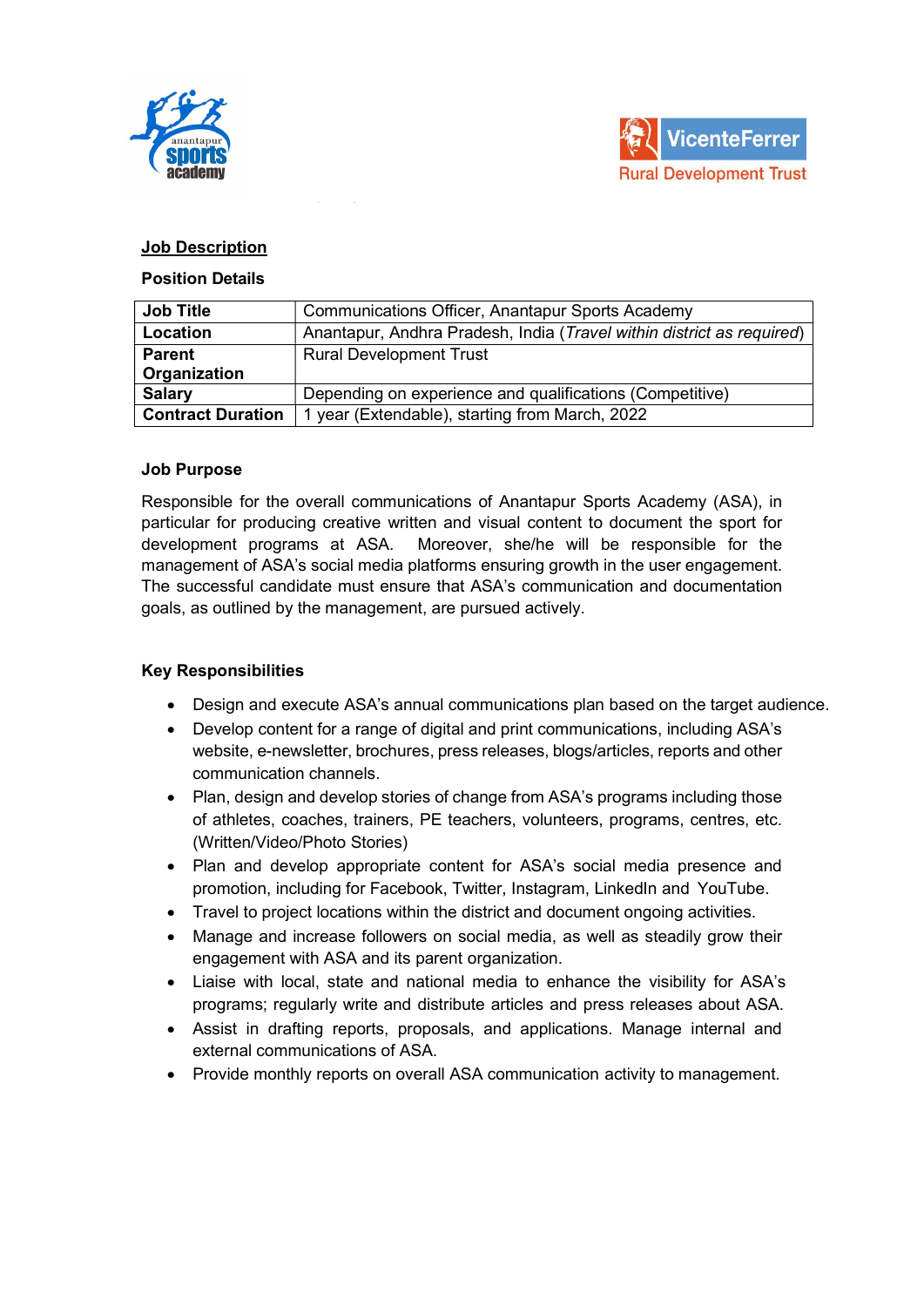## Job Description

### Position Details

| | |
|---|---|
| **Job Title** | Communications Officer, Anantapur Sports Academy |
| **Location** | Anantapur, Andhra Pradesh, India (*Travel within district as required*) |
| **Parent Organization** | Rural Development Trust |
| **Salary** | Depending on experience and qualifications (Competitive) |
| **Contract Duration** | 1 year (Extendable), starting from March, 2022 |

### Job Purpose

Responsible for the overall communications of Anantapur Sports Academy (ASA), in particular for producing creative written and visual content to document the sport for development programs at ASA. Moreover, she/he will be responsible for the management of ASA's social media platforms ensuring growth in the user engagement. The successful candidate must ensure that ASA's communication and documentation goals, as outlined by the management, are pursued actively.

### Key Responsibilities

- Design and execute ASA's annual communications plan based on the target audience.
- Develop content for a range of digital and print communications, including ASA's website, e-newsletter, brochures, press releases, blogs/articles, reports and other communication channels.
- Plan, design and develop stories of change from ASA's programs including those of athletes, coaches, trainers, PE teachers, volunteers, programs, centres, etc. (Written/Video/Photo Stories)
- Plan and develop appropriate content for ASA's social media presence and promotion, including for Facebook, Twitter, Instagram, LinkedIn and YouTube.
- Travel to project locations within the district and document ongoing activities.
- Manage and increase followers on social media, as well as steadily grow their engagement with ASA and its parent organization.
- Liaise with local, state and national media to enhance the visibility for ASA's programs; regularly write and distribute articles and press releases about ASA.
- Assist in drafting reports, proposals, and applications. Manage internal and external communications of ASA.
- Provide monthly reports on overall ASA communication activity to management.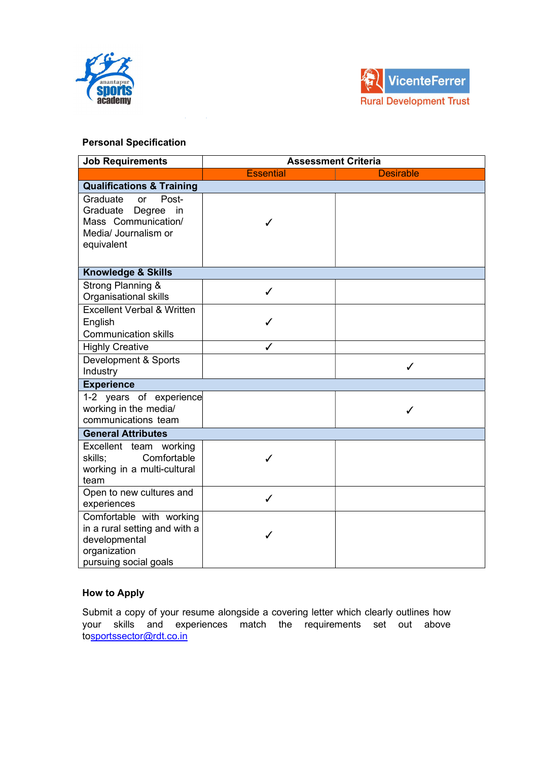### Personal Specification

| Job Requirements | Assessment Criteria | |
|---|---|---|
| | Essential | Desirable |
| **Qualifications & Training** | | |
| Graduate or Post-Graduate Degree in Mass Communication/ Media/ Journalism or equivalent | ✓ | |
| **Knowledge & Skills** | | |
| Strong Planning & Organisational skills | ✓ | |
| Excellent Verbal & Written English Communication skills | ✓ | |
| Highly Creative | ✓ | |
| Development & Sports Industry | | ✓ |
| **Experience** | | |
| 1-2 years of experience working in the media/ communications team | | ✓ |
| **General Attributes** | | |
| Excellent team working skills; Comfortable working in a multi-cultural team | ✓ | |
| Open to new cultures and experiences | ✓ | |
| Comfortable with working in a rural setting and with a developmental organization pursuing social goals | ✓ | |

### How to Apply

Submit a copy of your resume alongside a covering letter which clearly outlines how your skills and experiences match the requirements set out above tosportssector@rdt.co.in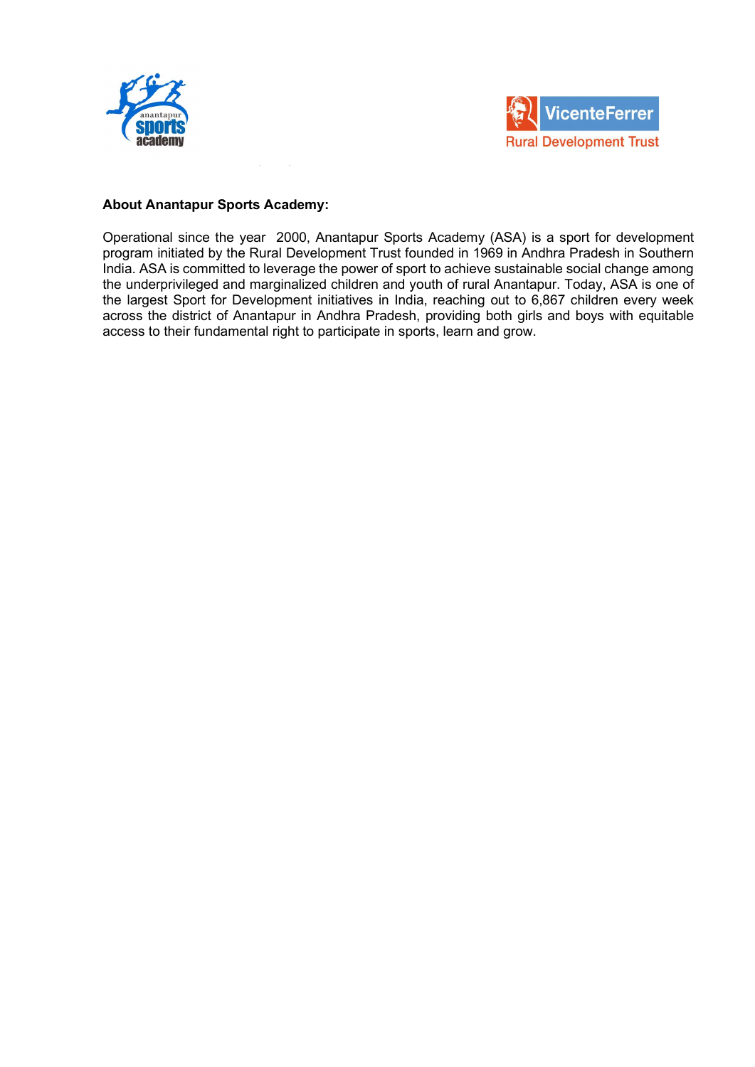**About Anantapur Sports Academy:**

Operational since the year 2000, Anantapur Sports Academy (ASA) is a sport for development program initiated by the Rural Development Trust founded in 1969 in Andhra Pradesh in Southern India. ASA is committed to leverage the power of sport to achieve sustainable social change among the underprivileged and marginalized children and youth of rural Anantapur. Today, ASA is one of the largest Sport for Development initiatives in India, reaching out to 6,867 children every week across the district of Anantapur in Andhra Pradesh, providing both girls and boys with equitable access to their fundamental right to participate in sports, learn and grow.